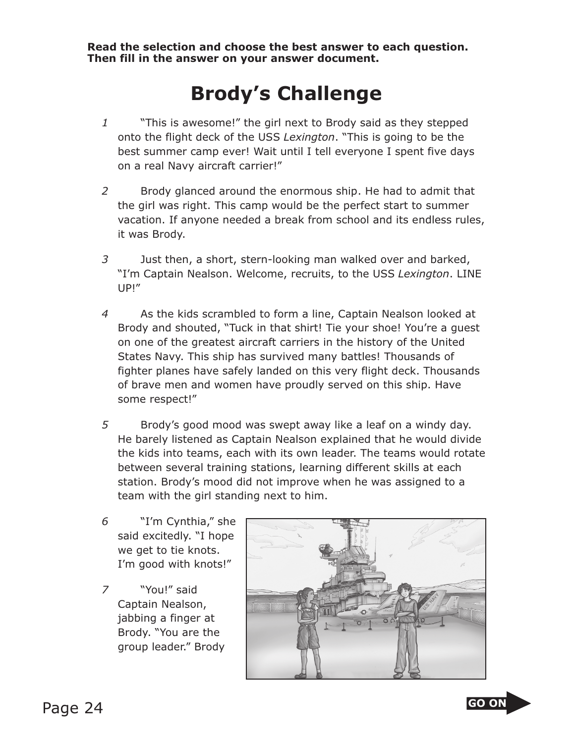**Read the selection and choose the best answer to each question. Then fill in the answer on your answer document.**

# Brody's Challenge

1 "This is awesome!" the girl next to Brody said as they stepped onto the flight deck of the USS *Lexington*. "This is going to be the best summer camp ever! Wait until I tell everyone I spent five days on a real Navy aircraft carrier!"

2 Brody glanced around the enormous ship. He had to admit that the girl was right. This camp would be the perfect start to summer vacation. If anyone needed a break from school and its endless rules, it was Brody.

3 Just then, a short, stern-looking man walked over and barked, "I'm Captain Nealson. Welcome, recruits, to the USS *Lexington*. LINE UP!"

4 As the kids scrambled to form a line, Captain Nealson looked at Brody and shouted, "Tuck in that shirt! Tie your shoe! You're a guest on one of the greatest aircraft carriers in the history of the United States Navy. This ship has survived many battles! Thousands of fighter planes have safely landed on this very flight deck. Thousands of brave men and women have proudly served on this ship. Have some respect!"

5 Brody's good mood was swept away like a leaf on a windy day. He barely listened as Captain Nealson explained that he would divide the kids into teams, each with its own leader. The teams would rotate between several training stations, learning different skills at each station. Brody's mood did not improve when he was assigned to a team with the girl standing next to him.

6 "I'm Cynthia," she said excitedly. "I hope we get to tie knots. I'm good with knots!"

7 "You!" said Captain Nealson, jabbing a finger at Brody. "You are the group leader." Brody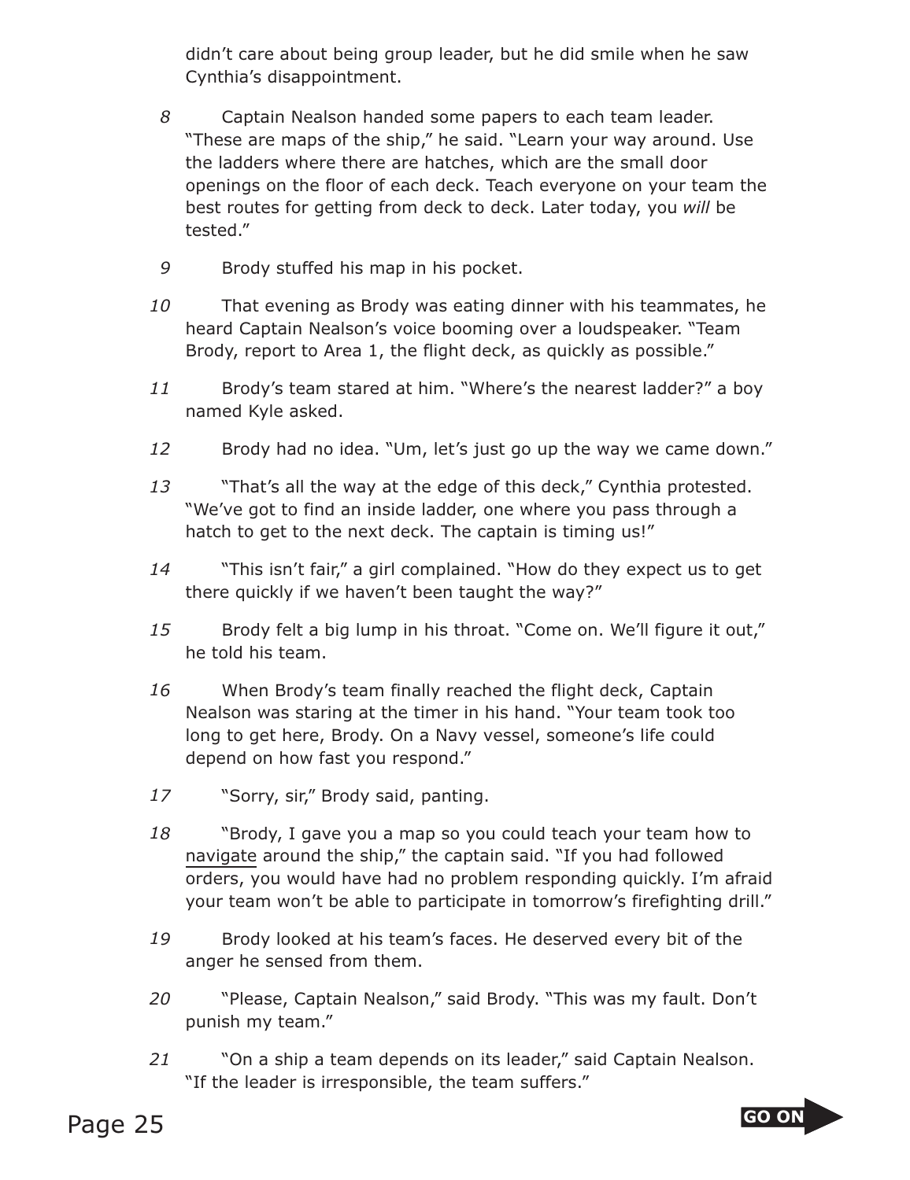didn't care about being group leader, but he did smile when he saw Cynthia's disappointment.

8 Captain Nealson handed some papers to each team leader. "These are maps of the ship," he said. "Learn your way around. Use the ladders where there are hatches, which are the small door openings on the floor of each deck. Teach everyone on your team the best routes for getting from deck to deck. Later today, you *will* be tested."

9 Brody stuffed his map in his pocket.

10 That evening as Brody was eating dinner with his teammates, he heard Captain Nealson's voice booming over a loudspeaker. "Team Brody, report to Area 1, the flight deck, as quickly as possible."

11 Brody's team stared at him. "Where's the nearest ladder?" a boy named Kyle asked.

12 Brody had no idea. "Um, let's just go up the way we came down."

13 "That's all the way at the edge of this deck," Cynthia protested. "We've got to find an inside ladder, one where you pass through a hatch to get to the next deck. The captain is timing us!"

14 "This isn't fair," a girl complained. "How do they expect us to get there quickly if we haven't been taught the way?"

15 Brody felt a big lump in his throat. "Come on. We'll figure it out," he told his team.

16 When Brody's team finally reached the flight deck, Captain Nealson was staring at the timer in his hand. "Your team took too long to get here, Brody. On a Navy vessel, someone's life could depend on how fast you respond."

17 "Sorry, sir," Brody said, panting.

18 "Brody, I gave you a map so you could teach your team how to <u>navigate</u> around the ship," the captain said. "If you had followed orders, you would have had no problem responding quickly. I'm afraid your team won't be able to participate in tomorrow's firefighting drill."

19 Brody looked at his team's faces. He deserved every bit of the anger he sensed from them.

20 "Please, Captain Nealson," said Brody. "This was my fault. Don't punish my team."

21 "On a ship a team depends on its leader," said Captain Nealson. "If the leader is irresponsible, the team suffers."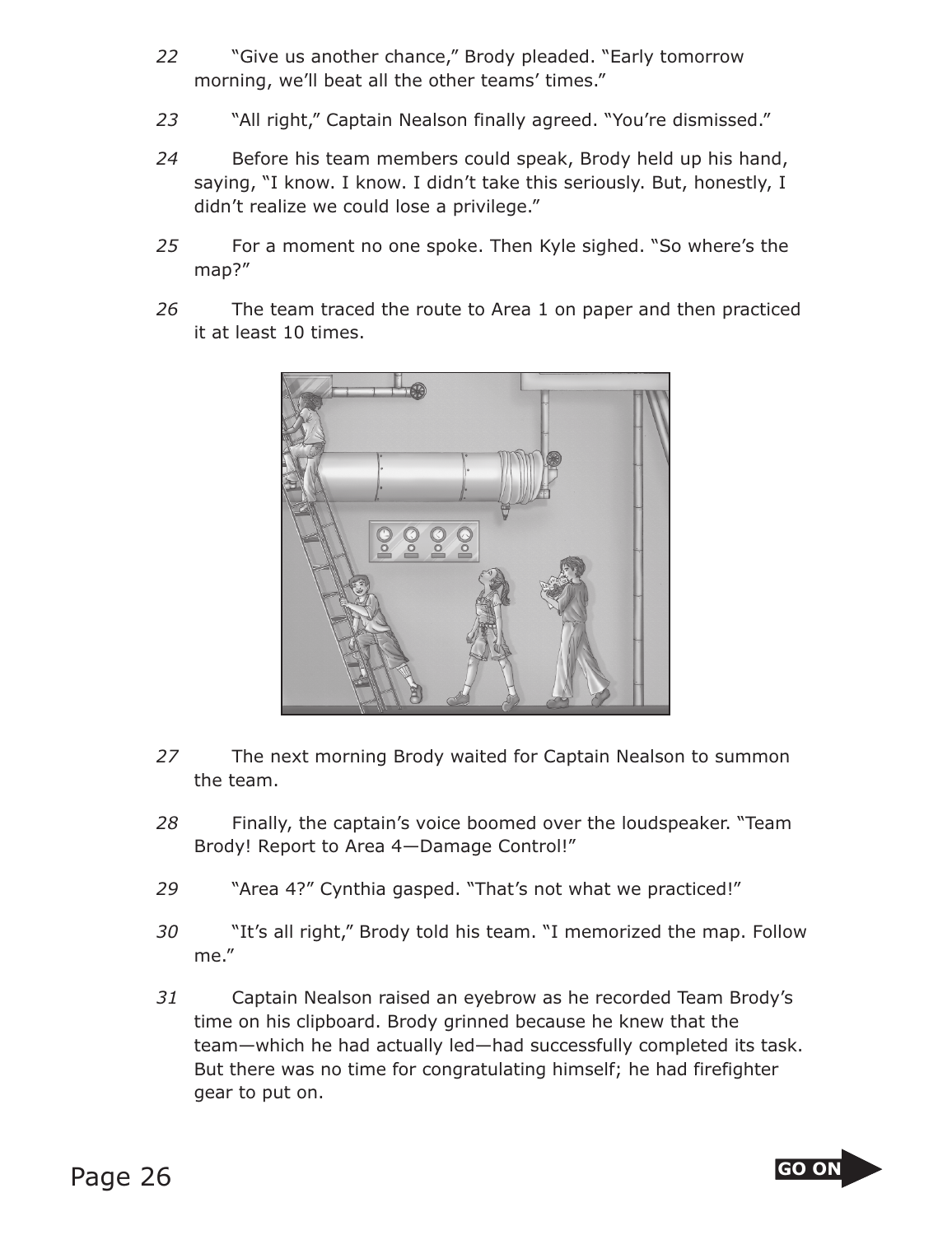22 "Give us another chance," Brody pleaded. "Early tomorrow morning, we'll beat all the other teams' times."

23 "All right," Captain Nealson finally agreed. "You're dismissed."

24 Before his team members could speak, Brody held up his hand, saying, "I know. I know. I didn't take this seriously. But, honestly, I didn't realize we could lose a privilege."

25 For a moment no one spoke. Then Kyle sighed. "So where's the map?"

26 The team traced the route to Area 1 on paper and then practiced it at least 10 times.

27 The next morning Brody waited for Captain Nealson to summon the team.

28 Finally, the captain's voice boomed over the loudspeaker. "Team Brody! Report to Area 4—Damage Control!"

29 "Area 4?" Cynthia gasped. "That's not what we practiced!"

30 "It's all right," Brody told his team. "I memorized the map. Follow me."

31 Captain Nealson raised an eyebrow as he recorded Team Brody's time on his clipboard. Brody grinned because he knew that the team—which he had actually led—had successfully completed its task. But there was no time for congratulating himself; he had firefighter gear to put on.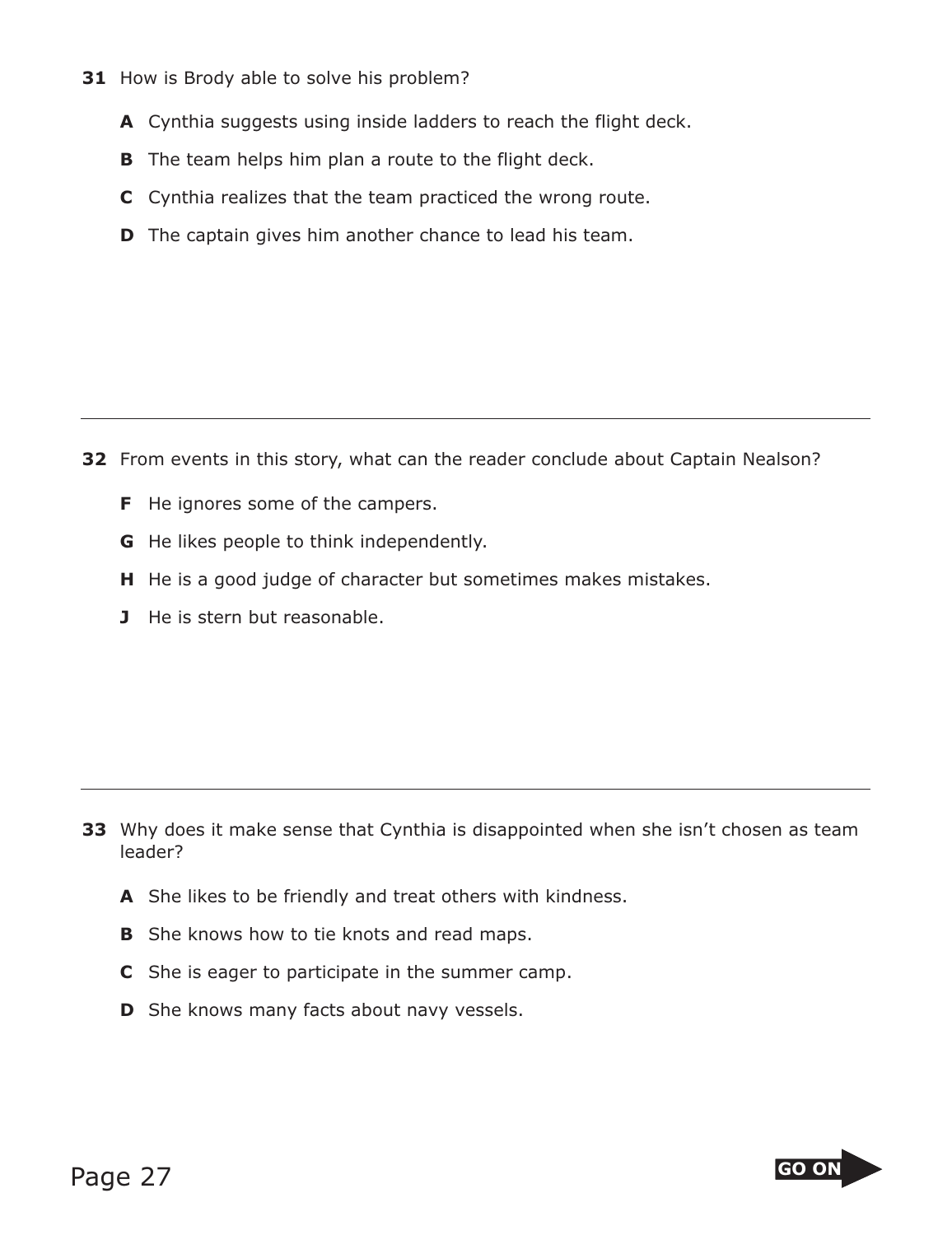**31** How is Brody able to solve his problem?

**A** Cynthia suggests using inside ladders to reach the flight deck.

**B** The team helps him plan a route to the flight deck.

**C** Cynthia realizes that the team practiced the wrong route.

**D** The captain gives him another chance to lead his team.

---

**32** From events in this story, what can the reader conclude about Captain Nealson?

**F** He ignores some of the campers.

**G** He likes people to think independently.

**H** He is a good judge of character but sometimes makes mistakes.

**J** He is stern but reasonable.

---

**33** Why does it make sense that Cynthia is disappointed when she isn't chosen as team leader?

**A** She likes to be friendly and treat others with kindness.

**B** She knows how to tie knots and read maps.

**C** She is eager to participate in the summer camp.

**D** She knows many facts about navy vessels.

GO ON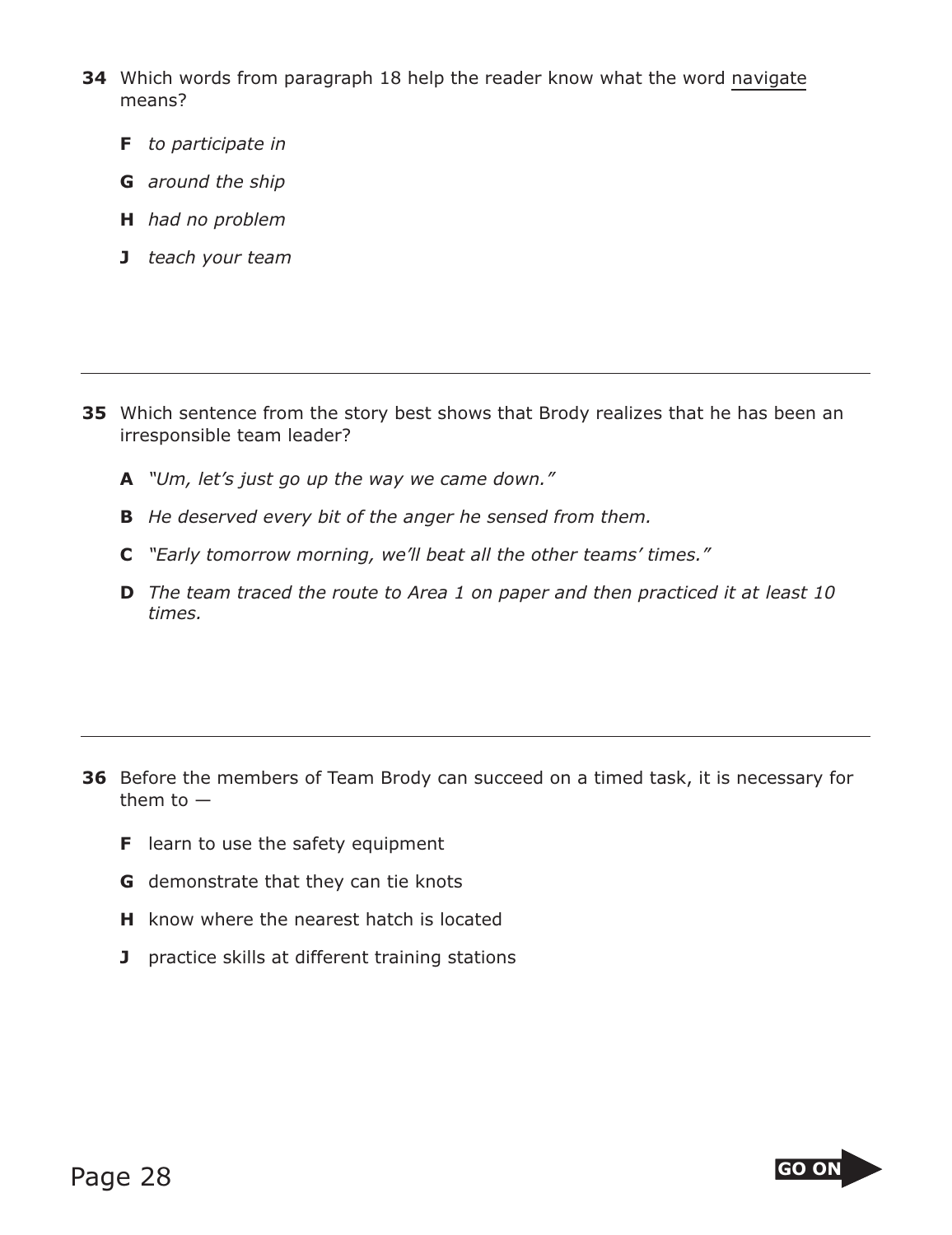**34** Which words from paragraph 18 help the reader know what the word navigate means?

- **F** *to participate in*
- **G** *around the ship*
- **H** *had no problem*
- **J** *teach your team*

---

**35** Which sentence from the story best shows that Brody realizes that he has been an irresponsible team leader?

- **A** *"Um, let's just go up the way we came down."*
- **B** *He deserved every bit of the anger he sensed from them.*
- **C** *"Early tomorrow morning, we'll beat all the other teams' times."*
- **D** *The team traced the route to Area 1 on paper and then practiced it at least 10 times.*

---

**36** Before the members of Team Brody can succeed on a timed task, it is necessary for them to —

- **F** learn to use the safety equipment
- **G** demonstrate that they can tie knots
- **H** know where the nearest hatch is located
- **J** practice skills at different training stations

**GO ON**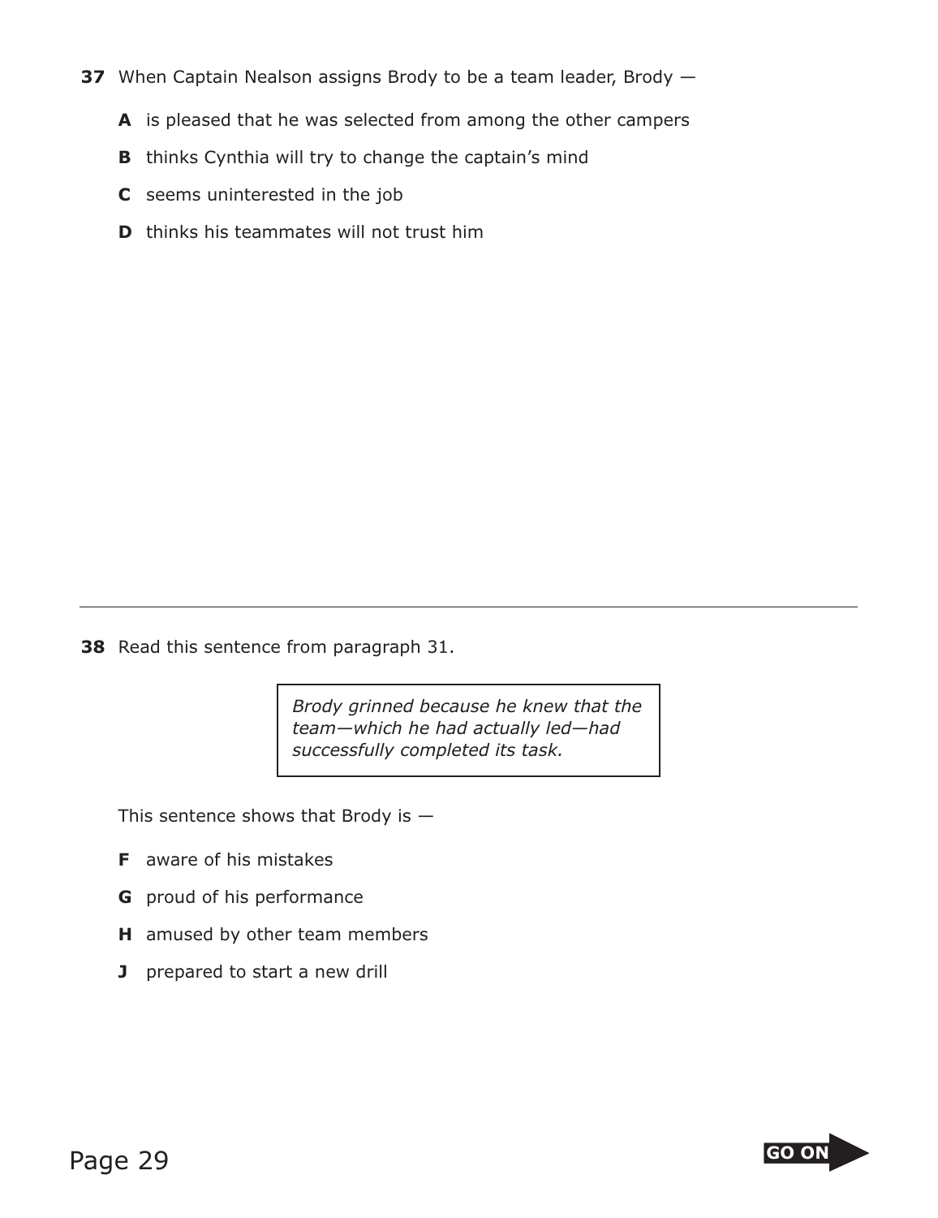**37** When Captain Nealson assigns Brody to be a team leader, Brody —

**A** is pleased that he was selected from among the other campers

**B** thinks Cynthia will try to change the captain's mind

**C** seems uninterested in the job

**D** thinks his teammates will not trust him

---

**38** Read this sentence from paragraph 31.

> *Brody grinned because he knew that the team—which he had actually led—had successfully completed its task.*

This sentence shows that Brody is —

**F** aware of his mistakes

**G** proud of his performance

**H** amused by other team members

**J** prepared to start a new drill

GO ON